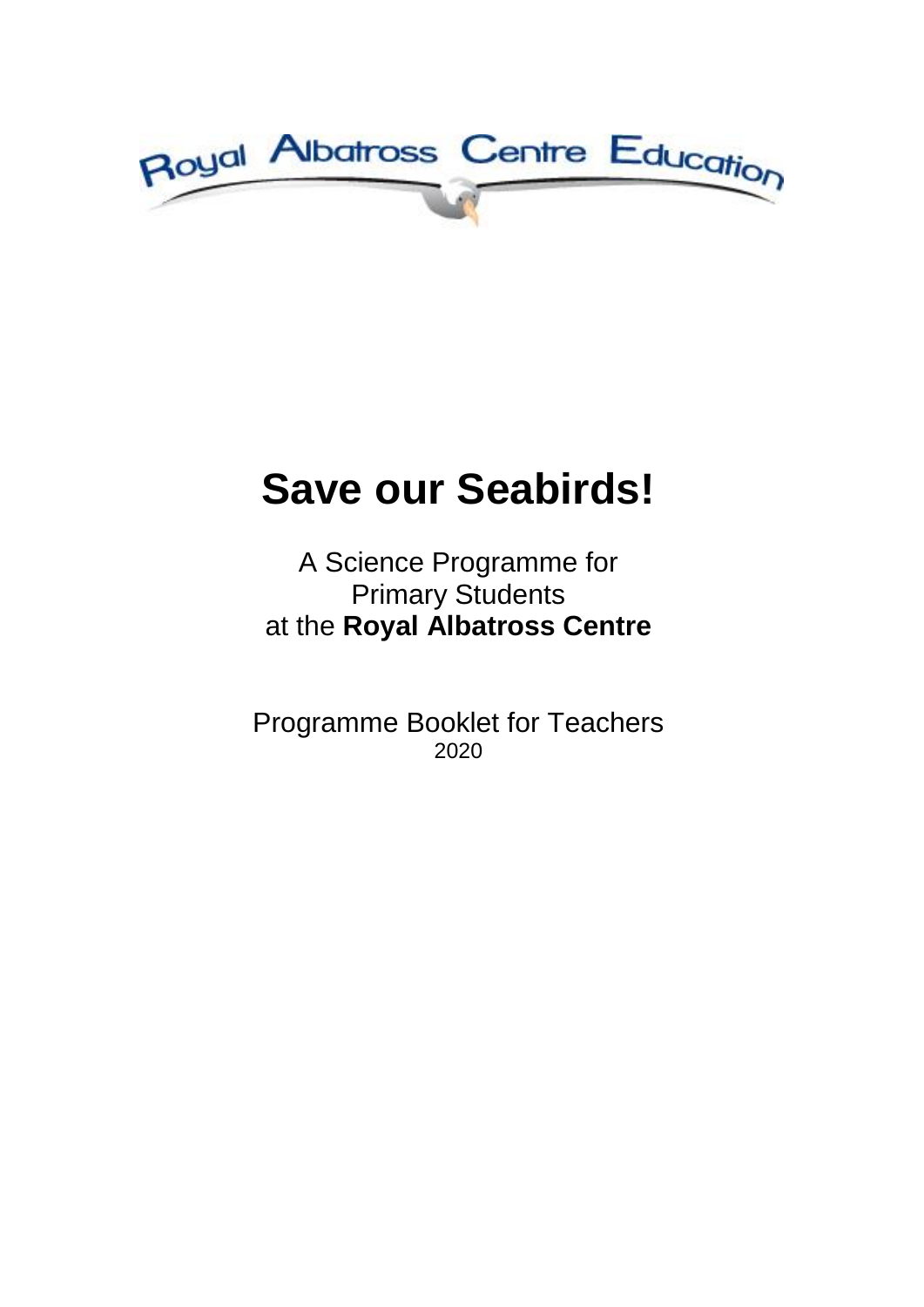Royal Albatross Centre Education

# Save our Seabirds!

A Science Programme for
Primary Students
at the **Royal Albatross Centre**

Programme Booklet for Teachers
2020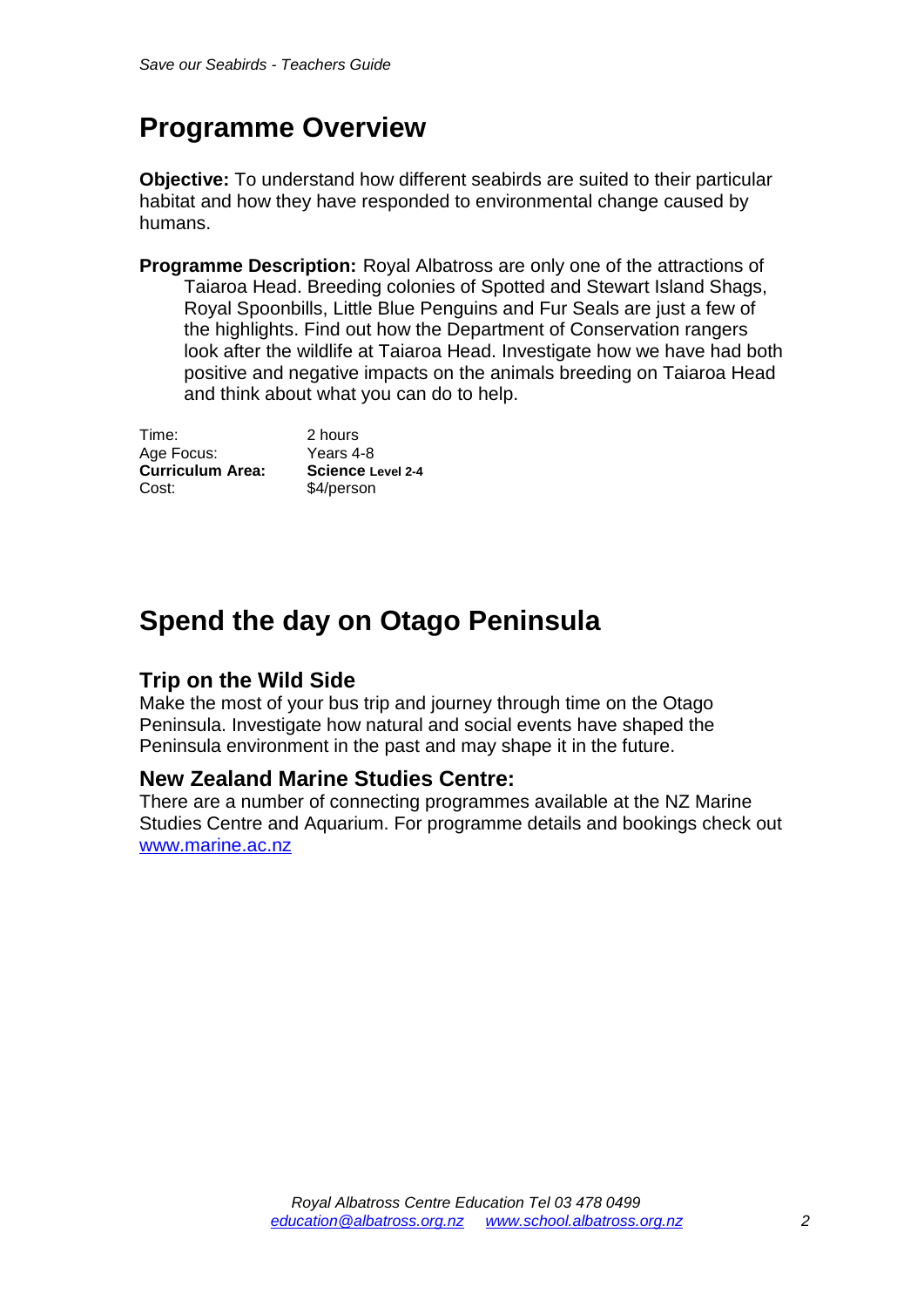## Programme Overview

**Objective:** To understand how different seabirds are suited to their particular habitat and how they have responded to environmental change caused by humans.

**Programme Description:** Royal Albatross are only one of the attractions of Taiaroa Head. Breeding colonies of Spotted and Stewart Island Shags, Royal Spoonbills, Little Blue Penguins and Fur Seals are just a few of the highlights. Find out how the Department of Conservation rangers look after the wildlife at Taiaroa Head. Investigate how we have had both positive and negative impacts on the animals breeding on Taiaroa Head and think about what you can do to help.

| | |
|---|---|
| Time: | 2 hours |
| Age Focus: | Years 4-8 |
| **Curriculum Area:** | **Science** **Level 2-4** |
| Cost: | $4/person |

## Spend the day on Otago Peninsula

### Trip on the Wild Side

Make the most of your bus trip and journey through time on the Otago Peninsula. Investigate how natural and social events have shaped the Peninsula environment in the past and may shape it in the future.

### New Zealand Marine Studies Centre:

There are a number of connecting programmes available at the NZ Marine Studies Centre and Aquarium. For programme details and bookings check out [www.marine.ac.nz](http://www.marine.ac.nz)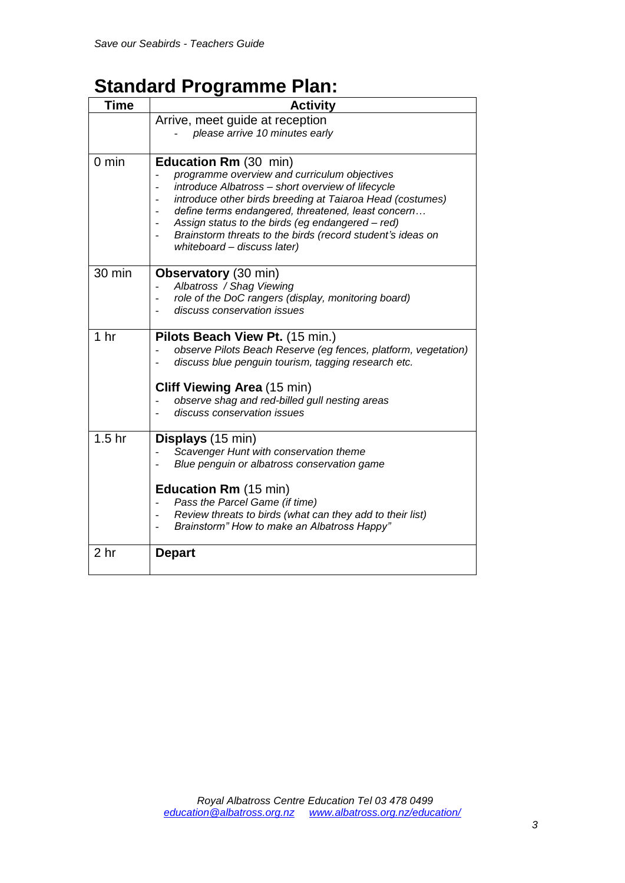# Standard Programme Plan:

| Time | Activity |
|---|---|
| | Arrive, meet guide at reception<br>- *please arrive 10 minutes early* |
| 0 min | **Education Rm** (30 min)<br>- *programme overview and curriculum objectives*<br>- *introduce Albatross – short overview of lifecycle*<br>- *introduce other birds breeding at Taiaroa Head (costumes)*<br>- *define terms endangered, threatened, least concern…*<br>- *Assign status to the birds (eg endangered – red)*<br>- *Brainstorm threats to the birds (record student's ideas on whiteboard – discuss later)* |
| 30 min | **Observatory** (30 min)<br>- *Albatross / Shag Viewing*<br>- *role of the DoC rangers (display, monitoring board)*<br>- *discuss conservation issues* |
| 1 hr | **Pilots Beach View Pt.** (15 min.)<br>- *observe Pilots Beach Reserve (eg fences, platform, vegetation)*<br>- *discuss blue penguin tourism, tagging research etc.*<br><br>**Cliff Viewing Area** (15 min)<br>- *observe shag and red-billed gull nesting areas*<br>- *discuss conservation issues* |
| 1.5 hr | **Displays** (15 min)<br>- *Scavenger Hunt with conservation theme*<br>- *Blue penguin or albatross conservation game*<br><br>**Education Rm** (15 min)<br>- *Pass the Parcel Game (if time)*<br>- *Review threats to birds (what can they add to their list)*<br>- *Brainstorm" How to make an Albatross Happy"* |
| 2 hr | **Depart** |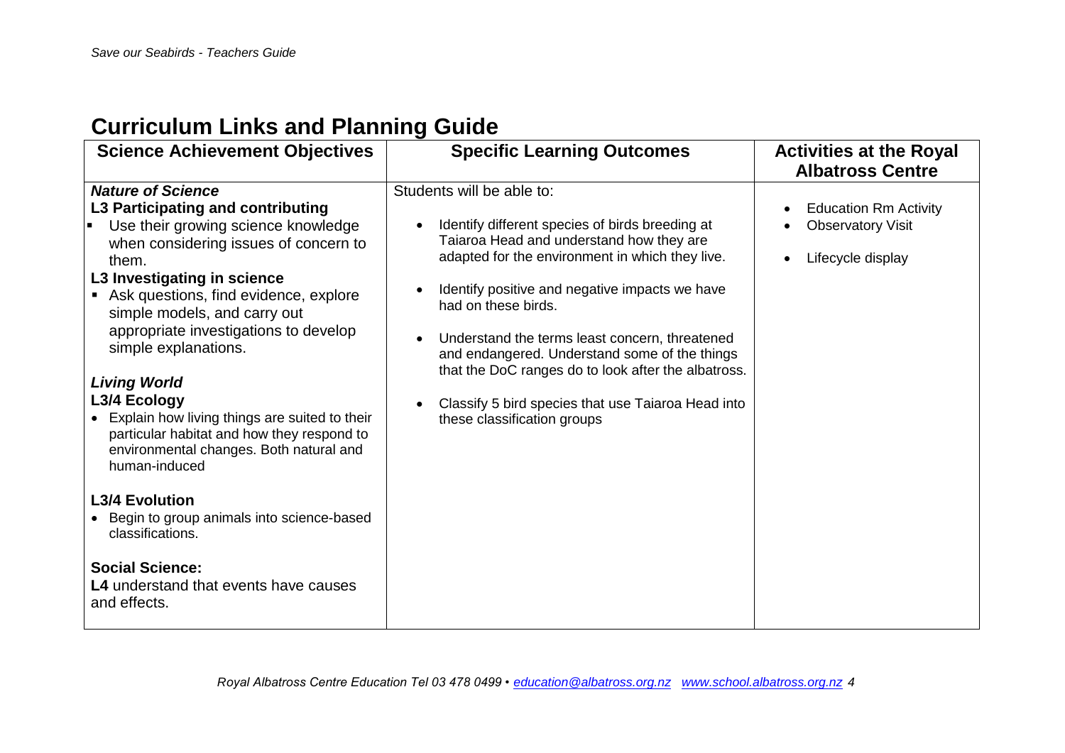## Curriculum Links and Planning Guide

| Science Achievement Objectives | Specific Learning Outcomes | Activities at the Royal Albatross Centre |
|---|---|---|
| ***Nature of Science*** <br> **L3 Participating and contributing** <br> ▪ Use their growing science knowledge when considering issues of concern to them. <br> **L3 Investigating in science** <br> ▪ Ask questions, find evidence, explore simple models, and carry out appropriate investigations to develop simple explanations. <br><br> ***Living World*** <br> **L3/4 Ecology** <br> • Explain how living things are suited to their particular habitat and how they respond to environmental changes. Both natural and human-induced <br><br> **L3/4 Evolution** <br> • Begin to group animals into science-based classifications. <br><br> **Social Science:** <br> **L4** understand that events have causes and effects. | Students will be able to: <br><br> • Identify different species of birds breeding at Taiaroa Head and understand how they are adapted for the environment in which they live. <br><br> • Identify positive and negative impacts we have had on these birds. <br><br> • Understand the terms least concern, threatened and endangered. Understand some of the things that the DoC ranges do to look after the albatross. <br><br> • Classify 5 bird species that use Taiaroa Head into these classification groups | • Education Rm Activity <br> • Observatory Visit <br><br> • Lifecycle display |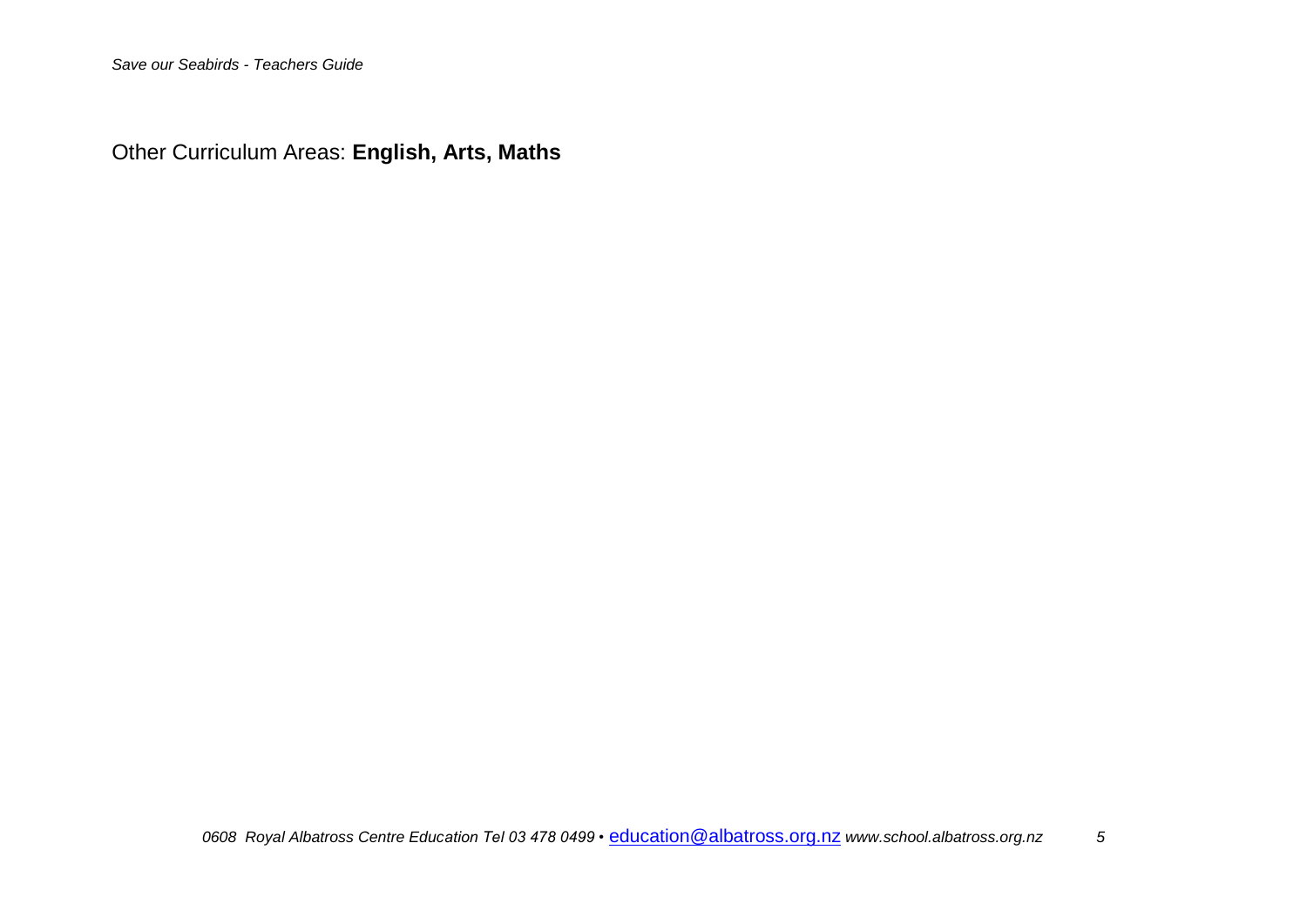Other Curriculum Areas: **English, Arts, Maths**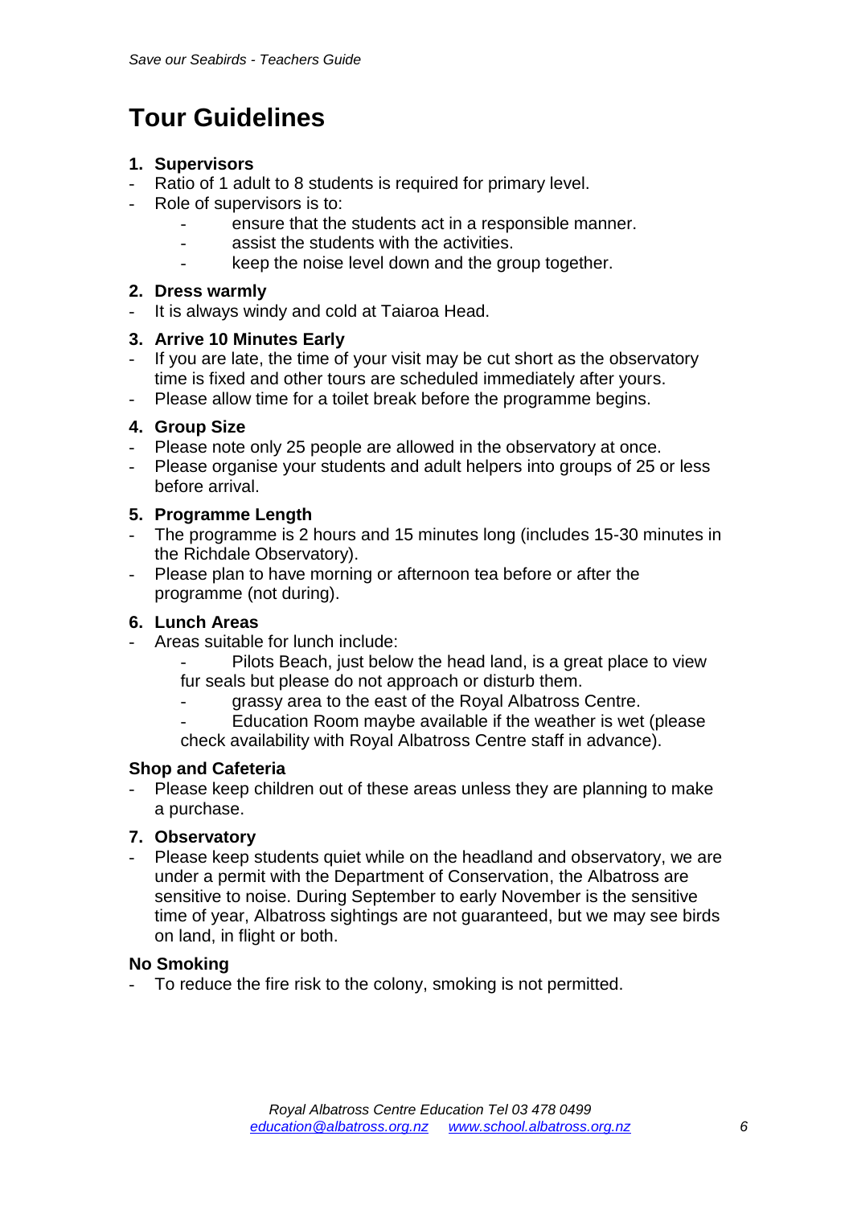# Tour Guidelines

1. **Supervisors**
- Ratio of 1 adult to 8 students is required for primary level.
- Role of supervisors is to:
  - ensure that the students act in a responsible manner.
  - assist the students with the activities.
  - keep the noise level down and the group together.

2. **Dress warmly**
- It is always windy and cold at Taiaroa Head.

3. **Arrive 10 Minutes Early**
- If you are late, the time of your visit may be cut short as the observatory time is fixed and other tours are scheduled immediately after yours.
- Please allow time for a toilet break before the programme begins.

4. **Group Size**
- Please note only 25 people are allowed in the observatory at once.
- Please organise your students and adult helpers into groups of 25 or less before arrival.

5. **Programme Length**
- The programme is 2 hours and 15 minutes long (includes 15-30 minutes in the Richdale Observatory).
- Please plan to have morning or afternoon tea before or after the programme (not during).

6. **Lunch Areas**
- Areas suitable for lunch include:
  - Pilots Beach, just below the head land, is a great place to view fur seals but please do not approach or disturb them.
  - grassy area to the east of the Royal Albatross Centre.
  - Education Room maybe available if the weather is wet (please check availability with Royal Albatross Centre staff in advance).

**Shop and Cafeteria**
- Please keep children out of these areas unless they are planning to make a purchase.

7. **Observatory**
- Please keep students quiet while on the headland and observatory, we are under a permit with the Department of Conservation, the Albatross are sensitive to noise. During September to early November is the sensitive time of year, Albatross sightings are not guaranteed, but we may see birds on land, in flight or both.

**No Smoking**
- To reduce the fire risk to the colony, smoking is not permitted.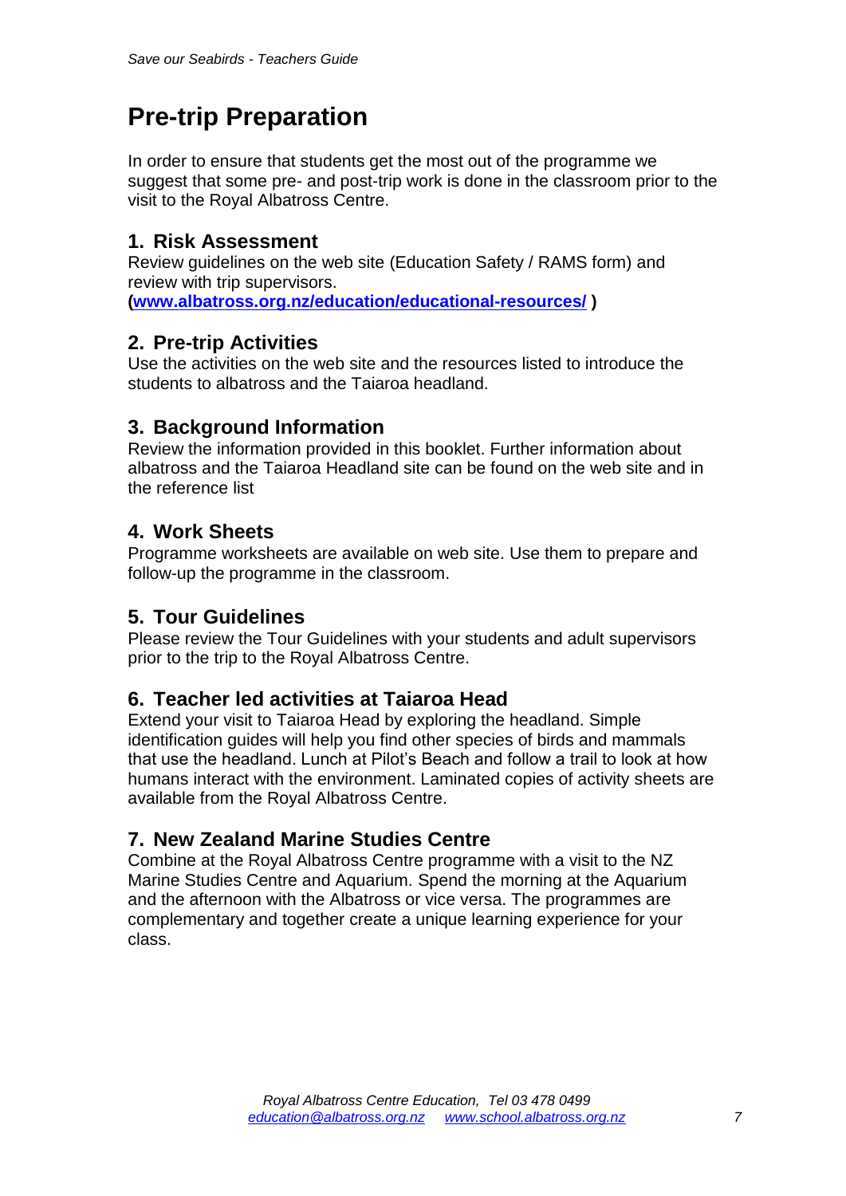# Pre-trip Preparation

In order to ensure that students get the most out of the programme we suggest that some pre- and post-trip work is done in the classroom prior to the visit to the Royal Albatross Centre.

## 1. Risk Assessment

Review guidelines on the web site (Education Safety / RAMS form) and review with trip supervisors.
**([www.albatross.org.nz/education/educational-resources/](www.albatross.org.nz/education/educational-resources/) )**

## 2. Pre-trip Activities

Use the activities on the web site and the resources listed to introduce the students to albatross and the Taiaroa headland.

## 3. Background Information

Review the information provided in this booklet. Further information about albatross and the Taiaroa Headland site can be found on the web site and in the reference list

## 4. Work Sheets

Programme worksheets are available on web site. Use them to prepare and follow-up the programme in the classroom.

## 5. Tour Guidelines

Please review the Tour Guidelines with your students and adult supervisors prior to the trip to the Royal Albatross Centre.

## 6. Teacher led activities at Taiaroa Head

Extend your visit to Taiaroa Head by exploring the headland. Simple identification guides will help you find other species of birds and mammals that use the headland. Lunch at Pilot's Beach and follow a trail to look at how humans interact with the environment. Laminated copies of activity sheets are available from the Royal Albatross Centre.

## 7. New Zealand Marine Studies Centre

Combine at the Royal Albatross Centre programme with a visit to the NZ Marine Studies Centre and Aquarium. Spend the morning at the Aquarium and the afternoon with the Albatross or vice versa. The programmes are complementary and together create a unique learning experience for your class.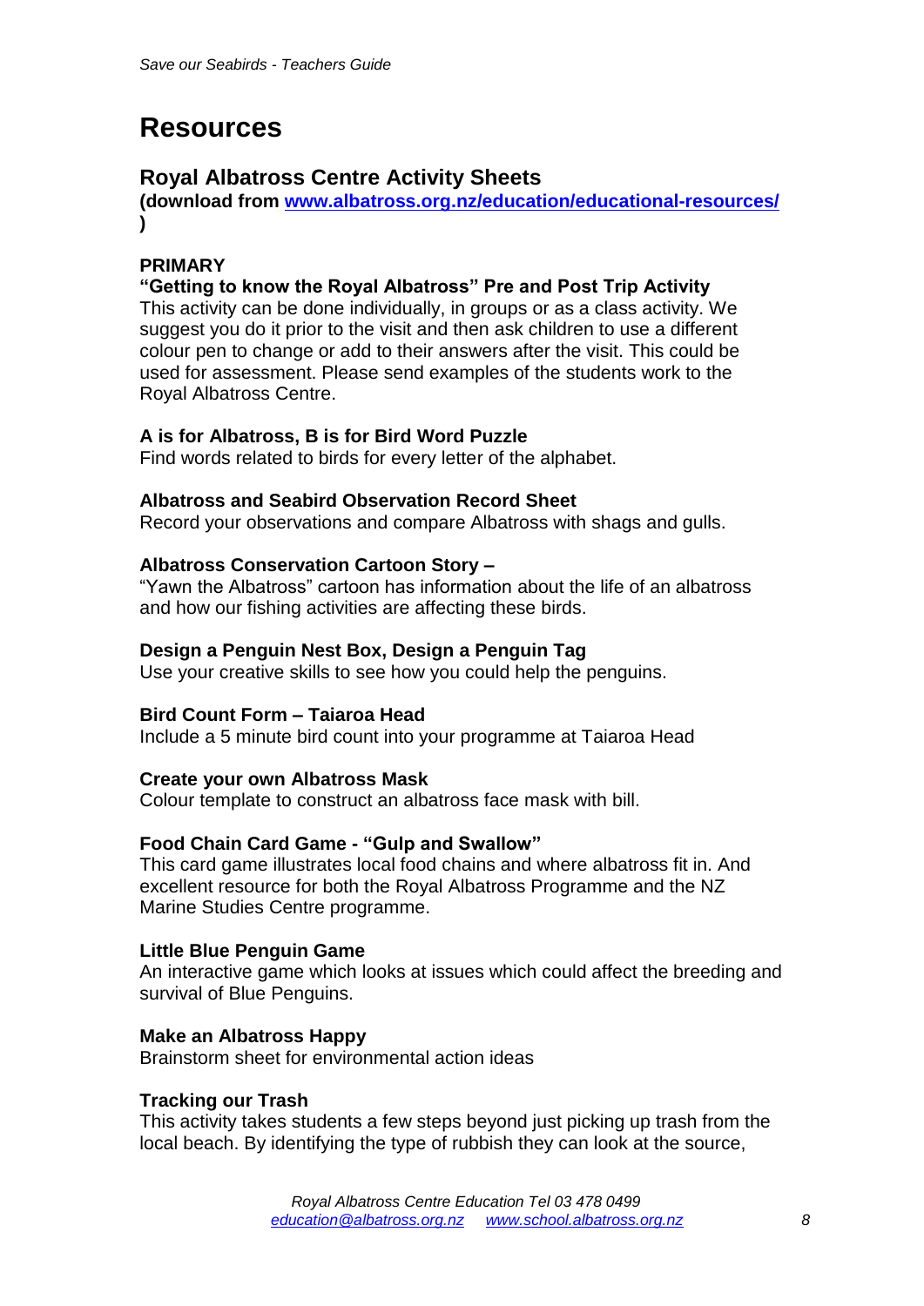# Resources

## Royal Albatross Centre Activity Sheets

**(download from [www.albatross.org.nz/education/educational-resources/](www.albatross.org.nz/education/educational-resources/) )**

**PRIMARY**

**"Getting to know the Royal Albatross" Pre and Post Trip Activity**

This activity can be done individually, in groups or as a class activity. We suggest you do it prior to the visit and then ask children to use a different colour pen to change or add to their answers after the visit. This could be used for assessment. Please send examples of the students work to the Royal Albatross Centre.

**A is for Albatross, B is for Bird Word Puzzle**

Find words related to birds for every letter of the alphabet.

**Albatross and Seabird Observation Record Sheet**

Record your observations and compare Albatross with shags and gulls.

**Albatross Conservation Cartoon Story –**

"Yawn the Albatross" cartoon has information about the life of an albatross and how our fishing activities are affecting these birds.

**Design a Penguin Nest Box, Design a Penguin Tag**

Use your creative skills to see how you could help the penguins.

**Bird Count Form – Taiaroa Head**

Include a 5 minute bird count into your programme at Taiaroa Head

**Create your own Albatross Mask**

Colour template to construct an albatross face mask with bill.

**Food Chain Card Game - "Gulp and Swallow"**

This card game illustrates local food chains and where albatross fit in. And excellent resource for both the Royal Albatross Programme and the NZ Marine Studies Centre programme.

**Little Blue Penguin Game**

An interactive game which looks at issues which could affect the breeding and survival of Blue Penguins.

**Make an Albatross Happy**

Brainstorm sheet for environmental action ideas

**Tracking our Trash**

This activity takes students a few steps beyond just picking up trash from the local beach. By identifying the type of rubbish they can look at the source,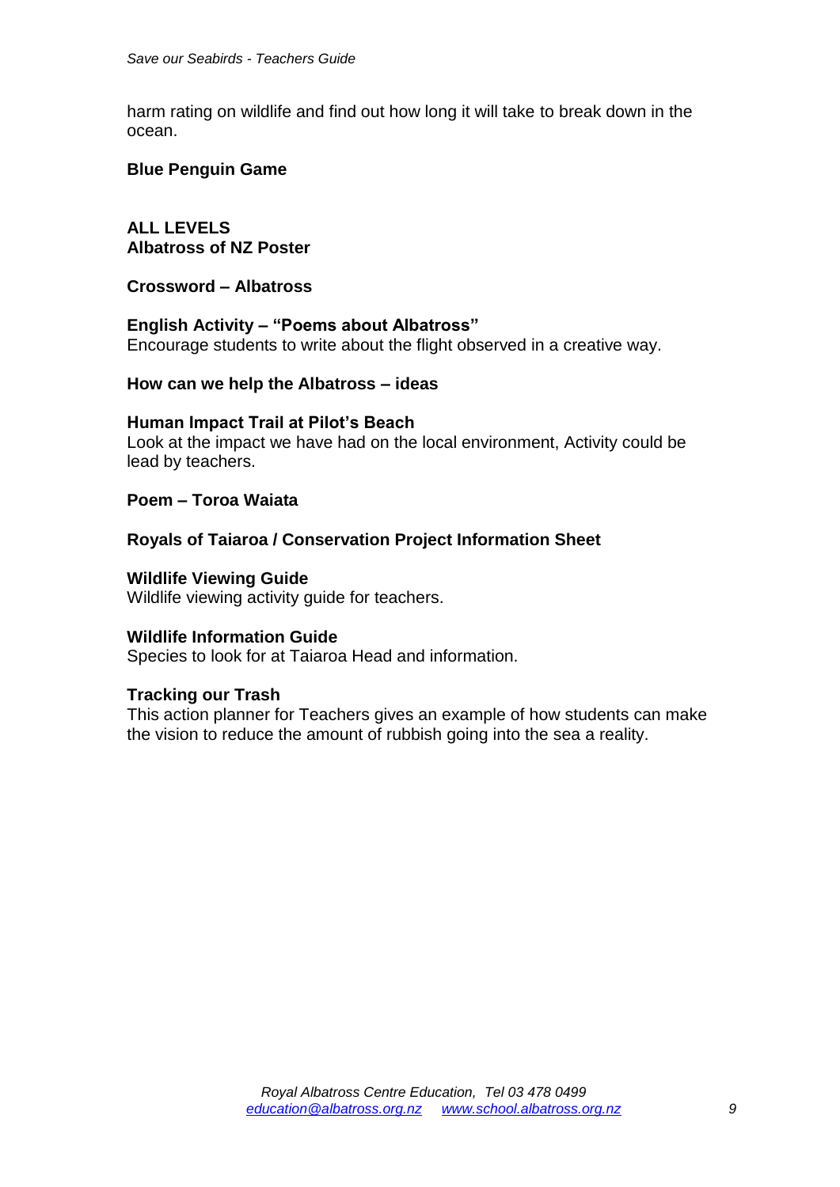harm rating on wildlife and find out how long it will take to break down in the ocean.

**Blue Penguin Game**

**ALL LEVELS**
**Albatross of NZ Poster**

**Crossword – Albatross**

**English Activity – "Poems about Albatross"**
Encourage students to write about the flight observed in a creative way.

**How can we help the Albatross – ideas**

**Human Impact Trail at Pilot's Beach**
Look at the impact we have had on the local environment, Activity could be lead by teachers.

**Poem – Toroa Waiata**

**Royals of Taiaroa / Conservation Project Information Sheet**

**Wildlife Viewing Guide**
Wildlife viewing activity guide for teachers.

**Wildlife Information Guide**
Species to look for at Taiaroa Head and information.

**Tracking our Trash**
This action planner for Teachers gives an example of how students can make the vision to reduce the amount of rubbish going into the sea a reality.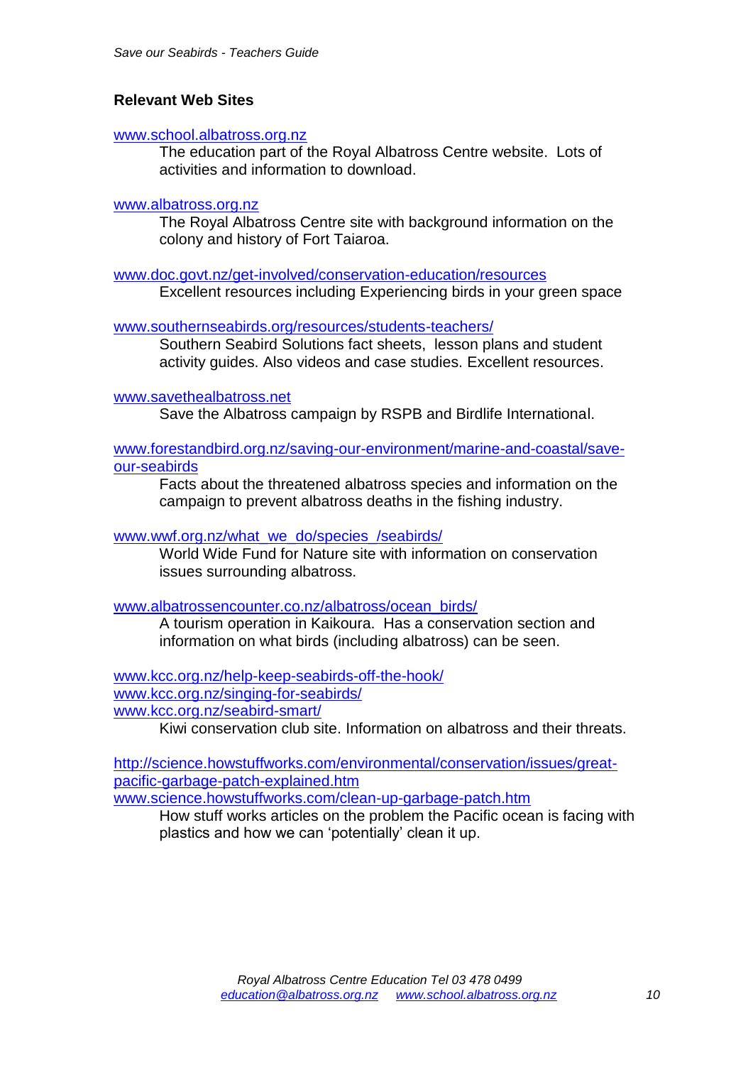## Relevant Web Sites

www.school.albatross.org.nz

The education part of the Royal Albatross Centre website. Lots of activities and information to download.

www.albatross.org.nz

The Royal Albatross Centre site with background information on the colony and history of Fort Taiaroa.

www.doc.govt.nz/get-involved/conservation-education/resources

Excellent resources including Experiencing birds in your green space

www.southernseabirds.org/resources/students-teachers/

Southern Seabird Solutions fact sheets, lesson plans and student activity guides. Also videos and case studies. Excellent resources.

www.savethealbatross.net

Save the Albatross campaign by RSPB and Birdlife International.

www.forestandbird.org.nz/saving-our-environment/marine-and-coastal/save-our-seabirds

Facts about the threatened albatross species and information on the campaign to prevent albatross deaths in the fishing industry.

www.wwf.org.nz/what_we_do/species_/seabirds/

World Wide Fund for Nature site with information on conservation issues surrounding albatross.

www.albatrossencounter.co.nz/albatross/ocean_birds/

A tourism operation in Kaikoura. Has a conservation section and information on what birds (including albatross) can be seen.

www.kcc.org.nz/help-keep-seabirds-off-the-hook/
www.kcc.org.nz/singing-for-seabirds/
www.kcc.org.nz/seabird-smart/

Kiwi conservation club site. Information on albatross and their threats.

http://science.howstuffworks.com/environmental/conservation/issues/great-pacific-garbage-patch-explained.htm
www.science.howstuffworks.com/clean-up-garbage-patch.htm

How stuff works articles on the problem the Pacific ocean is facing with plastics and how we can 'potentially' clean it up.